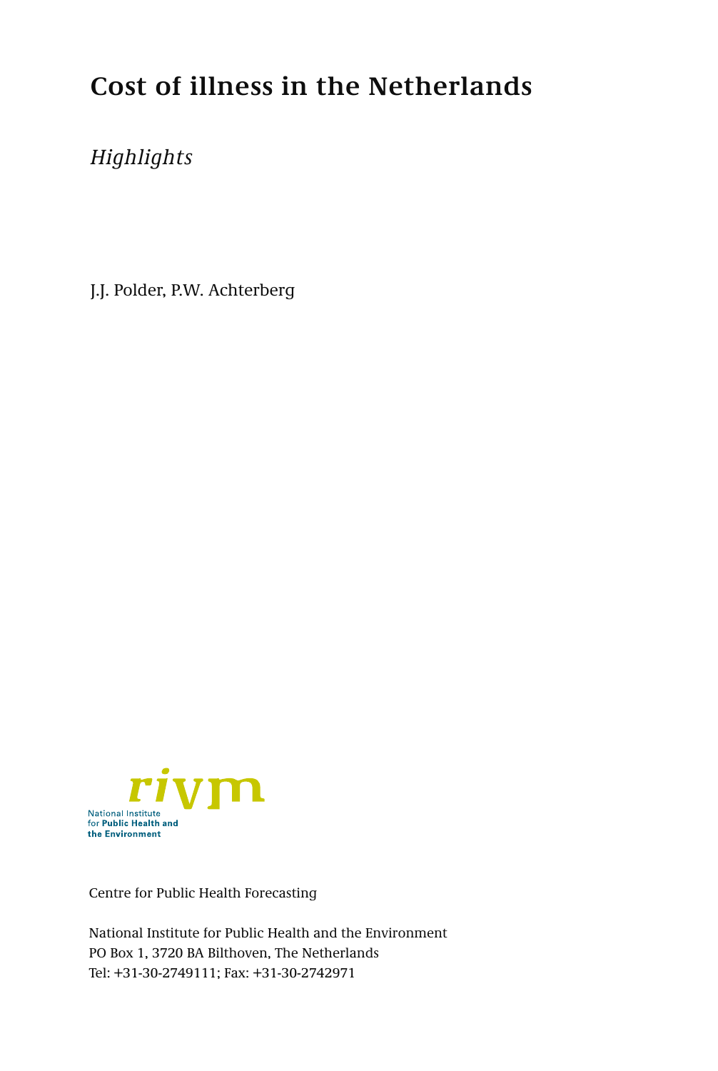# Cost of illness in the Netherlands

*Highlights*

J.J. Polder, P.W. Achterberg

rivm

National Institute
for **Public Health and the Environment**

Centre for Public Health Forecasting

National Institute for Public Health and the Environment
PO Box 1, 3720 BA Bilthoven, The Netherlands
Tel: +31-30-2749111; Fax: +31-30-2742971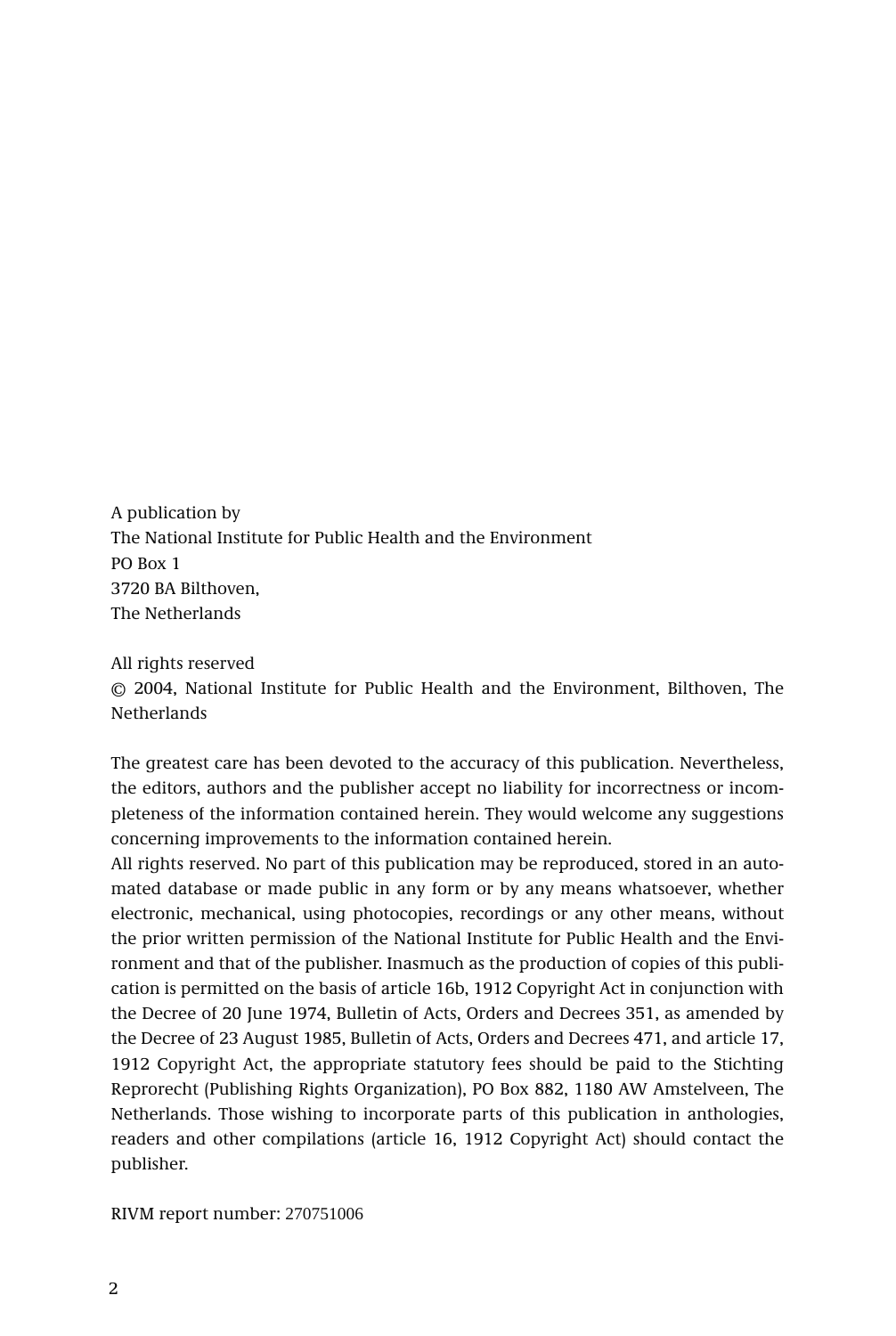A publication by
The National Institute for Public Health and the Environment
PO Box 1
3720 BA Bilthoven,
The Netherlands

All rights reserved
© 2004, National Institute for Public Health and the Environment, Bilthoven, The Netherlands

The greatest care has been devoted to the accuracy of this publication. Nevertheless, the editors, authors and the publisher accept no liability for incorrectness or incompleteness of the information contained herein. They would welcome any suggestions concerning improvements to the information contained herein.
All rights reserved. No part of this publication may be reproduced, stored in an automated database or made public in any form or by any means whatsoever, whether electronic, mechanical, using photocopies, recordings or any other means, without the prior written permission of the National Institute for Public Health and the Environment and that of the publisher. Inasmuch as the production of copies of this publication is permitted on the basis of article 16b, 1912 Copyright Act in conjunction with the Decree of 20 June 1974, Bulletin of Acts, Orders and Decrees 351, as amended by the Decree of 23 August 1985, Bulletin of Acts, Orders and Decrees 471, and article 17, 1912 Copyright Act, the appropriate statutory fees should be paid to the Stichting Reprorecht (Publishing Rights Organization), PO Box 882, 1180 AW Amstelveen, The Netherlands. Those wishing to incorporate parts of this publication in anthologies, readers and other compilations (article 16, 1912 Copyright Act) should contact the publisher.

RIVM report number: 270751006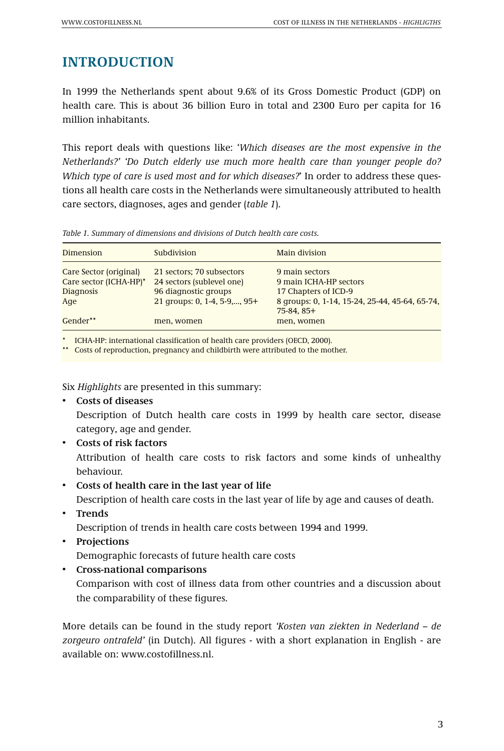## INTRODUCTION

In 1999 the Netherlands spent about 9.6% of its Gross Domestic Product (GDP) on health care. This is about 36 billion Euro in total and 2300 Euro per capita for 16 million inhabitants.

This report deals with questions like: '*Which diseases are the most expensive in the Netherlands?' 'Do Dutch elderly use much more health care than younger people do? Which type of care is used most and for which diseases?*' In order to address these questions all health care costs in the Netherlands were simultaneously attributed to health care sectors, diagnoses, ages and gender (*table 1*).

*Table 1. Summary of dimensions and divisions of Dutch health care costs.*

| Dimension | Subdivision | Main division |
|---|---|---|
| Care Sector (original) | 21 sectors; 70 subsectors | 9 main sectors |
| Care sector (ICHA-HP)* | 24 sectors (sublevel one) | 9 main ICHA-HP sectors |
| Diagnosis | 96 diagnostic groups | 17 Chapters of ICD-9 |
| Age | 21 groups: 0, 1-4, 5-9,..., 95+ | 8 groups: 0, 1-14, 15-24, 25-44, 45-64, 65-74, 75-84, 85+ |
| Gender** | men, women | men, women |

\* ICHA-HP: international classification of health care providers (OECD, 2000).
\** Costs of reproduction, pregnancy and childbirth were attributed to the mother.

Six *Highlights* are presented in this summary:

- **Costs of diseases**
  Description of Dutch health care costs in 1999 by health care sector, disease category, age and gender.
- **Costs of risk factors**
  Attribution of health care costs to risk factors and some kinds of unhealthy behaviour.
- **Costs of health care in the last year of life**
  Description of health care costs in the last year of life by age and causes of death.
- **Trends**
  Description of trends in health care costs between 1994 and 1999.
- **Projections**
  Demographic forecasts of future health care costs
- **Cross-national comparisons**
  Comparison with cost of illness data from other countries and a discussion about the comparability of these figures.

More details can be found in the study report *'Kosten van ziekten in Nederland – de zorgeuro ontrafeld'* (in Dutch). All figures - with a short explanation in English - are available on: www.costofillness.nl.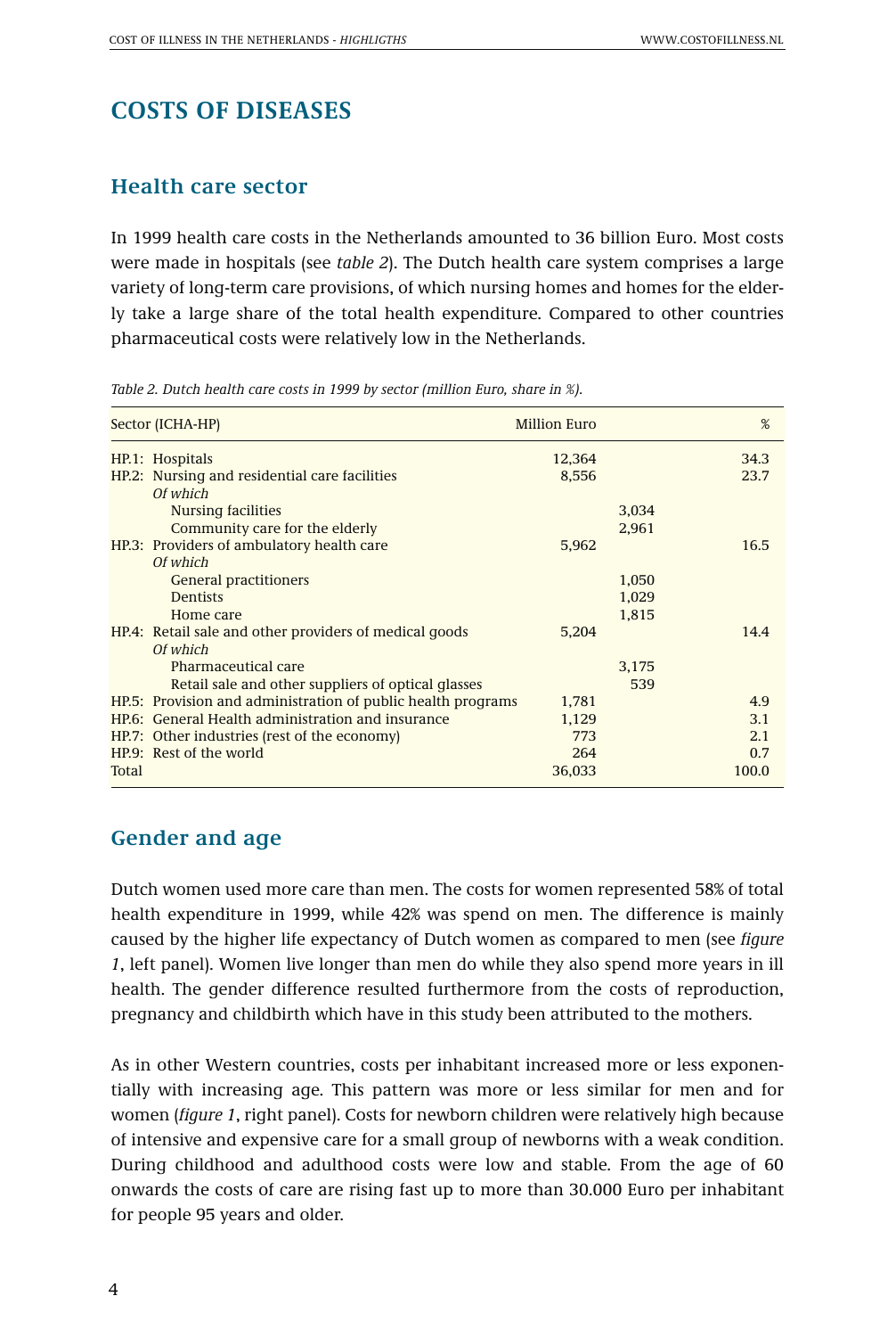# COSTS OF DISEASES

## Health care sector

In 1999 health care costs in the Netherlands amounted to 36 billion Euro. Most costs were made in hospitals (see *table 2*). The Dutch health care system comprises a large variety of long-term care provisions, of which nursing homes and homes for the elderly take a large share of the total health expenditure. Compared to other countries pharmaceutical costs were relatively low in the Netherlands.

*Table 2. Dutch health care costs in 1999 by sector (million Euro, share in %).*

| Sector (ICHA-HP) | Million Euro | | % |
|---|---|---|---|
| HP.1: Hospitals | 12,364 | | 34.3 |
| HP.2: Nursing and residential care facilities | 8,556 | | 23.7 |
| *Of which* | | | |
| Nursing facilities | | 3,034 | |
| Community care for the elderly | | 2,961 | |
| HP.3: Providers of ambulatory health care | 5,962 | | 16.5 |
| *Of which* | | | |
| General practitioners | | 1,050 | |
| Dentists | | 1,029 | |
| Home care | | 1,815 | |
| HP.4: Retail sale and other providers of medical goods | 5,204 | | 14.4 |
| *Of which* | | | |
| Pharmaceutical care | | 3,175 | |
| Retail sale and other suppliers of optical glasses | | 539 | |
| HP.5: Provision and administration of public health programs | 1,781 | | 4.9 |
| HP.6: General Health administration and insurance | 1,129 | | 3.1 |
| HP.7: Other industries (rest of the economy) | 773 | | 2.1 |
| HP.9: Rest of the world | 264 | | 0.7 |
| Total | 36,033 | | 100.0 |

## Gender and age

Dutch women used more care than men. The costs for women represented 58% of total health expenditure in 1999, while 42% was spend on men. The difference is mainly caused by the higher life expectancy of Dutch women as compared to men (see *figure 1*, left panel). Women live longer than men do while they also spend more years in ill health. The gender difference resulted furthermore from the costs of reproduction, pregnancy and childbirth which have in this study been attributed to the mothers.

As in other Western countries, costs per inhabitant increased more or less exponentially with increasing age. This pattern was more or less similar for men and for women (*figure 1*, right panel). Costs for newborn children were relatively high because of intensive and expensive care for a small group of newborns with a weak condition. During childhood and adulthood costs were low and stable. From the age of 60 onwards the costs of care are rising fast up to more than 30.000 Euro per inhabitant for people 95 years and older.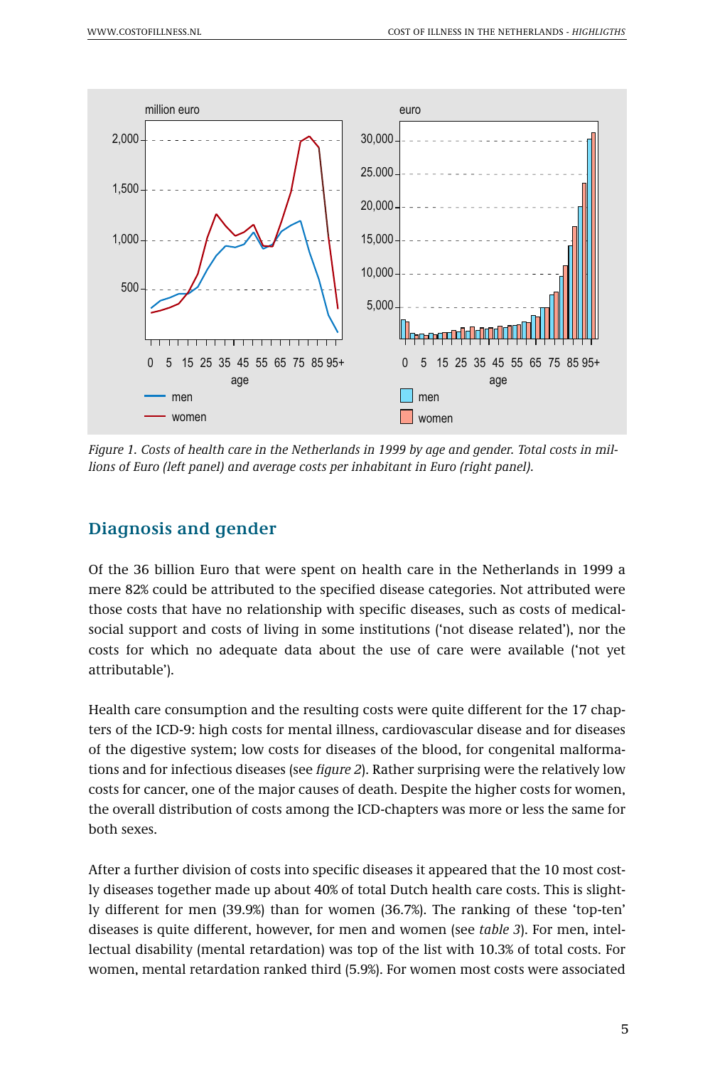*Figure 1. Costs of health care in the Netherlands in 1999 by age and gender. Total costs in millions of Euro (left panel) and average costs per inhabitant in Euro (right panel).*

## Diagnosis and gender

Of the 36 billion Euro that were spent on health care in the Netherlands in 1999 a mere 82% could be attributed to the specified disease categories. Not attributed were those costs that have no relationship with specific diseases, such as costs of medical-social support and costs of living in some institutions ('not disease related'), nor the costs for which no adequate data about the use of care were available ('not yet attributable').

Health care consumption and the resulting costs were quite different for the 17 chapters of the ICD-9: high costs for mental illness, cardiovascular disease and for diseases of the digestive system; low costs for diseases of the blood, for congenital malformations and for infectious diseases (see *figure 2*). Rather surprising were the relatively low costs for cancer, one of the major causes of death. Despite the higher costs for women, the overall distribution of costs among the ICD-chapters was more or less the same for both sexes.

After a further division of costs into specific diseases it appeared that the 10 most costly diseases together made up about 40% of total Dutch health care costs. This is slightly different for men (39.9%) than for women (36.7%). The ranking of these 'top-ten' diseases is quite different, however, for men and women (see *table 3*). For men, intellectual disability (mental retardation) was top of the list with 10.3% of total costs. For women, mental retardation ranked third (5.9%). For women most costs were associated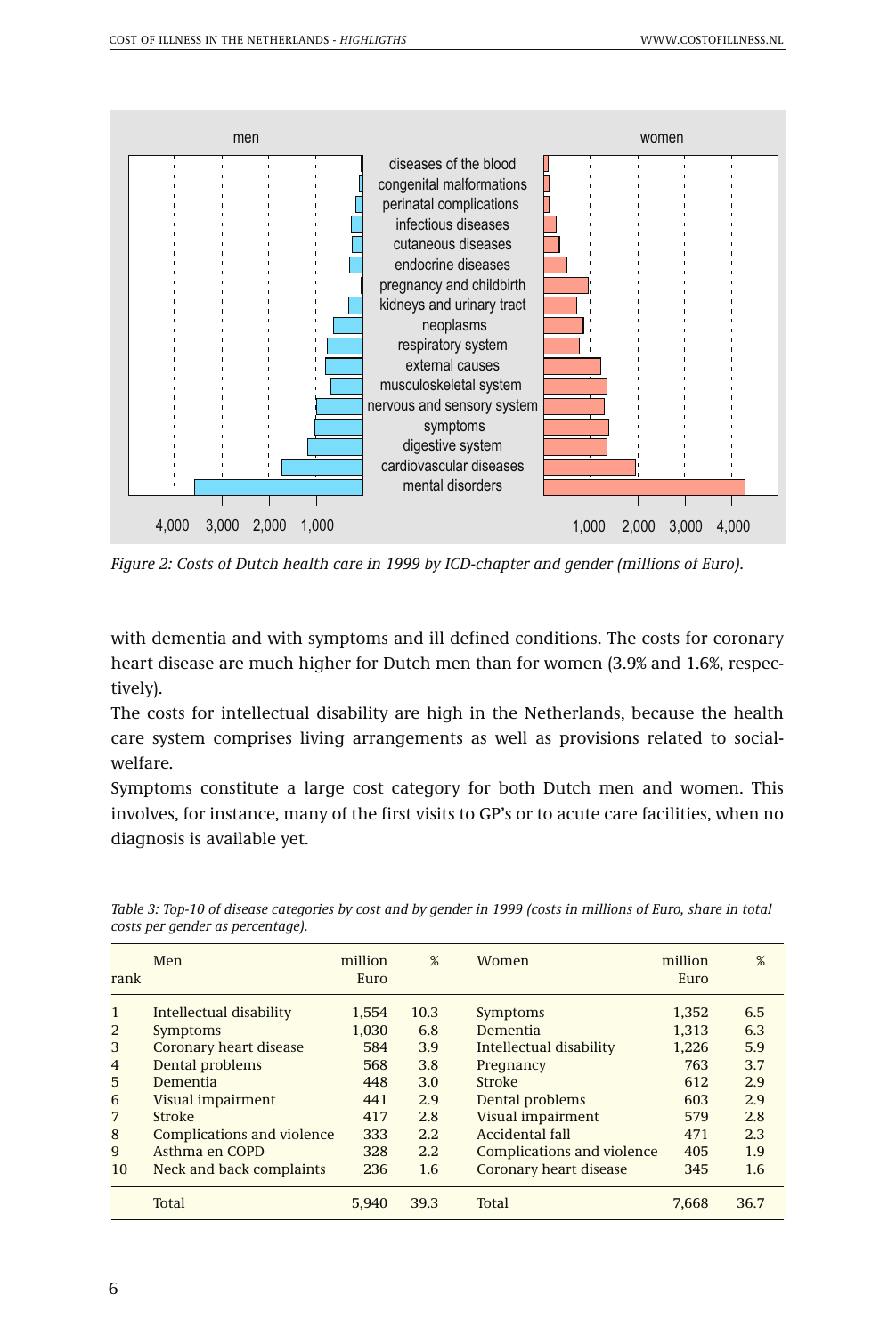*Figure 2: Costs of Dutch health care in 1999 by ICD-chapter and gender (millions of Euro).*

with dementia and with symptoms and ill defined conditions. The costs for coronary heart disease are much higher for Dutch men than for women (3.9% and 1.6%, respectively).

The costs for intellectual disability are high in the Netherlands, because the health care system comprises living arrangements as well as provisions related to social-welfare.

Symptoms constitute a large cost category for both Dutch men and women. This involves, for instance, many of the first visits to GP's or to acute care facilities, when no diagnosis is available yet.

*Table 3: Top-10 of disease categories by cost and by gender in 1999 (costs in millions of Euro, share in total costs per gender as percentage).*

| rank | Men | million Euro | % | Women | million Euro | % |
|---|---|---|---|---|---|---|
| 1 | Intellectual disability | 1,554 | 10.3 | Symptoms | 1,352 | 6.5 |
| 2 | Symptoms | 1,030 | 6.8 | Dementia | 1,313 | 6.3 |
| 3 | Coronary heart disease | 584 | 3.9 | Intellectual disability | 1,226 | 5.9 |
| 4 | Dental problems | 568 | 3.8 | Pregnancy | 763 | 3.7 |
| 5 | Dementia | 448 | 3.0 | Stroke | 612 | 2.9 |
| 6 | Visual impairment | 441 | 2.9 | Dental problems | 603 | 2.9 |
| 7 | Stroke | 417 | 2.8 | Visual impairment | 579 | 2.8 |
| 8 | Complications and violence | 333 | 2.2 | Accidental fall | 471 | 2.3 |
| 9 | Asthma en COPD | 328 | 2.2 | Complications and violence | 405 | 1.9 |
| 10 | Neck and back complaints | 236 | 1.6 | Coronary heart disease | 345 | 1.6 |
| | Total | 5,940 | 39.3 | Total | 7,668 | 36.7 |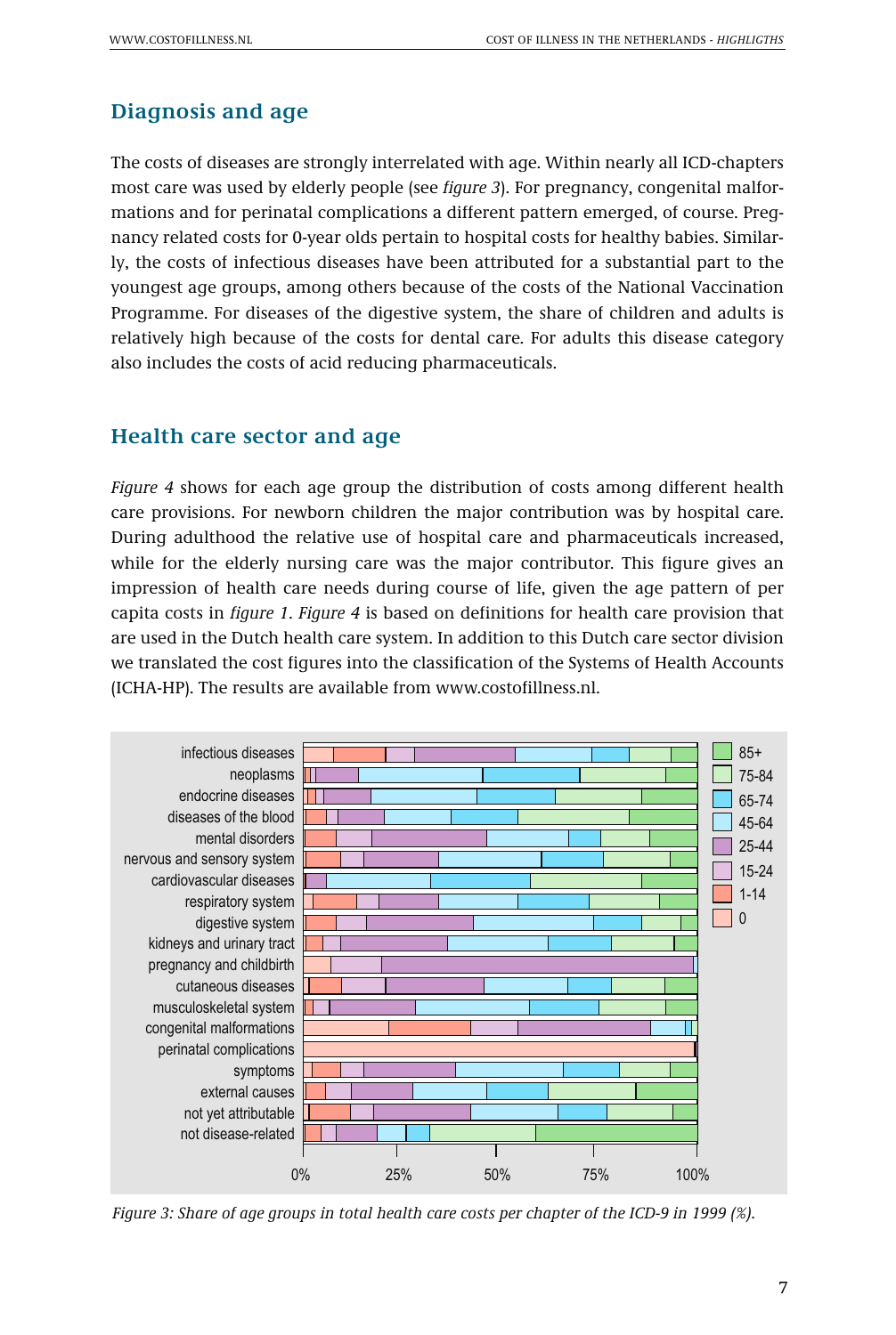## Diagnosis and age

The costs of diseases are strongly interrelated with age. Within nearly all ICD-chapters most care was used by elderly people (see *figure 3*). For pregnancy, congenital malformations and for perinatal complications a different pattern emerged, of course. Pregnancy related costs for 0-year olds pertain to hospital costs for healthy babies. Similarly, the costs of infectious diseases have been attributed for a substantial part to the youngest age groups, among others because of the costs of the National Vaccination Programme. For diseases of the digestive system, the share of children and adults is relatively high because of the costs for dental care. For adults this disease category also includes the costs of acid reducing pharmaceuticals.

## Health care sector and age

*Figure 4* shows for each age group the distribution of costs among different health care provisions. For newborn children the major contribution was by hospital care. During adulthood the relative use of hospital care and pharmaceuticals increased, while for the elderly nursing care was the major contributor. This figure gives an impression of health care needs during course of life, given the age pattern of per capita costs in *figure 1*. *Figure 4* is based on definitions for health care provision that are used in the Dutch health care system. In addition to this Dutch care sector division we translated the cost figures into the classification of the Systems of Health Accounts (ICHA-HP). The results are available from www.costofillness.nl.

*Figure 3: Share of age groups in total health care costs per chapter of the ICD-9 in 1999 (%).*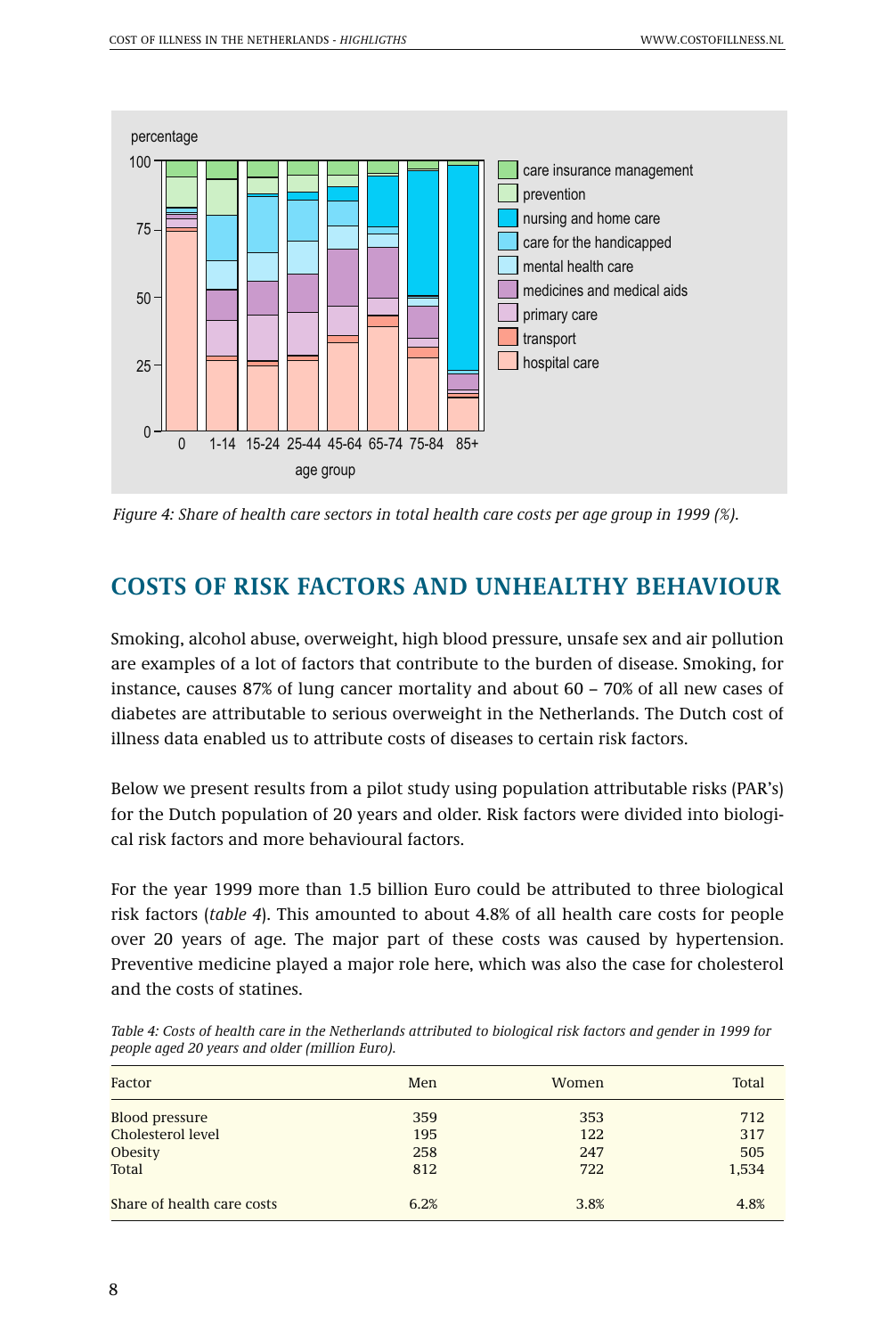Figure 4: *Share of health care sectors in total health care costs per age group in 1999 (%).*

## COSTS OF RISK FACTORS AND UNHEALTHY BEHAVIOUR

Smoking, alcohol abuse, overweight, high blood pressure, unsafe sex and air pollution are examples of a lot of factors that contribute to the burden of disease. Smoking, for instance, causes 87% of lung cancer mortality and about 60 – 70% of all new cases of diabetes are attributable to serious overweight in the Netherlands. The Dutch cost of illness data enabled us to attribute costs of diseases to certain risk factors.

Below we present results from a pilot study using population attributable risks (PAR's) for the Dutch population of 20 years and older. Risk factors were divided into biological risk factors and more behavioural factors.

For the year 1999 more than 1.5 billion Euro could be attributed to three biological risk factors (*table 4*). This amounted to about 4.8% of all health care costs for people over 20 years of age. The major part of these costs was caused by hypertension. Preventive medicine played a major role here, which was also the case for cholesterol and the costs of statines.

*Table 4: Costs of health care in the Netherlands attributed to biological risk factors and gender in 1999 for people aged 20 years and older (million Euro).*

| Factor | Men | Women | Total |
|---|---|---|---|
| Blood pressure | 359 | 353 | 712 |
| Cholesterol level | 195 | 122 | 317 |
| Obesity | 258 | 247 | 505 |
| Total | 812 | 722 | 1,534 |
| Share of health care costs | 6.2% | 3.8% | 4.8% |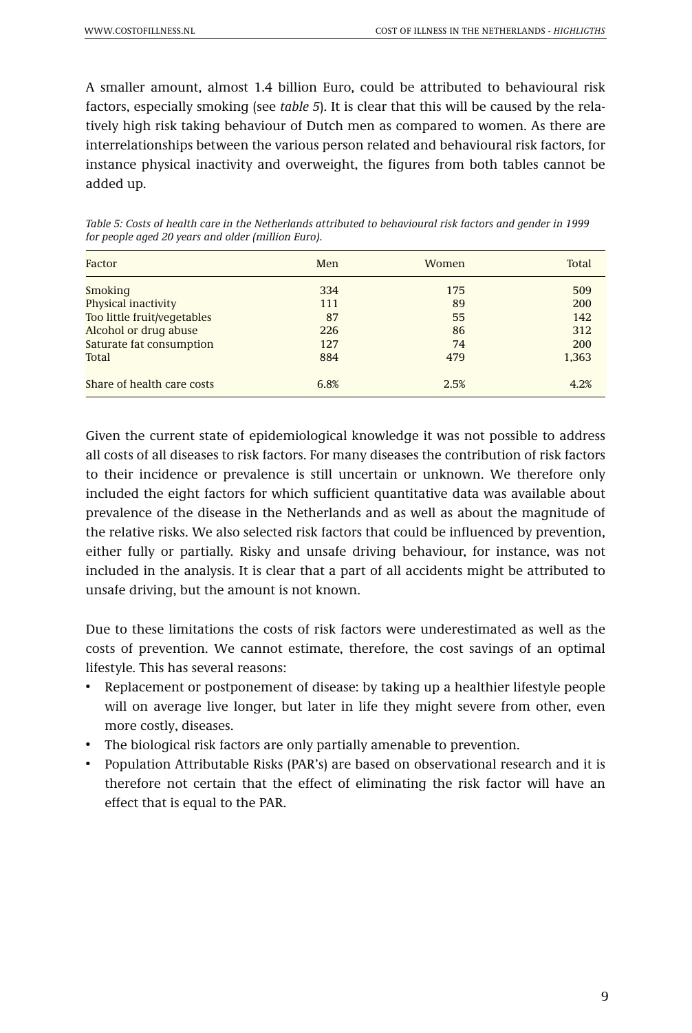A smaller amount, almost 1.4 billion Euro, could be attributed to behavioural risk factors, especially smoking (see *table 5*). It is clear that this will be caused by the relatively high risk taking behaviour of Dutch men as compared to women. As there are interrelationships between the various person related and behavioural risk factors, for instance physical inactivity and overweight, the figures from both tables cannot be added up.

*Table 5: Costs of health care in the Netherlands attributed to behavioural risk factors and gender in 1999 for people aged 20 years and older (million Euro).*

| Factor | Men | Women | Total |
|---|---|---|---|
| Smoking | 334 | 175 | 509 |
| Physical inactivity | 111 | 89 | 200 |
| Too little fruit/vegetables | 87 | 55 | 142 |
| Alcohol or drug abuse | 226 | 86 | 312 |
| Saturate fat consumption | 127 | 74 | 200 |
| Total | 884 | 479 | 1,363 |
| Share of health care costs | 6.8% | 2.5% | 4.2% |

Given the current state of epidemiological knowledge it was not possible to address all costs of all diseases to risk factors. For many diseases the contribution of risk factors to their incidence or prevalence is still uncertain or unknown. We therefore only included the eight factors for which sufficient quantitative data was available about prevalence of the disease in the Netherlands and as well as about the magnitude of the relative risks. We also selected risk factors that could be influenced by prevention, either fully or partially. Risky and unsafe driving behaviour, for instance, was not included in the analysis. It is clear that a part of all accidents might be attributed to unsafe driving, but the amount is not known.

Due to these limitations the costs of risk factors were underestimated as well as the costs of prevention. We cannot estimate, therefore, the cost savings of an optimal lifestyle. This has several reasons:

- Replacement or postponement of disease: by taking up a healthier lifestyle people will on average live longer, but later in life they might severe from other, even more costly, diseases.
- The biological risk factors are only partially amenable to prevention.
- Population Attributable Risks (PAR's) are based on observational research and it is therefore not certain that the effect of eliminating the risk factor will have an effect that is equal to the PAR.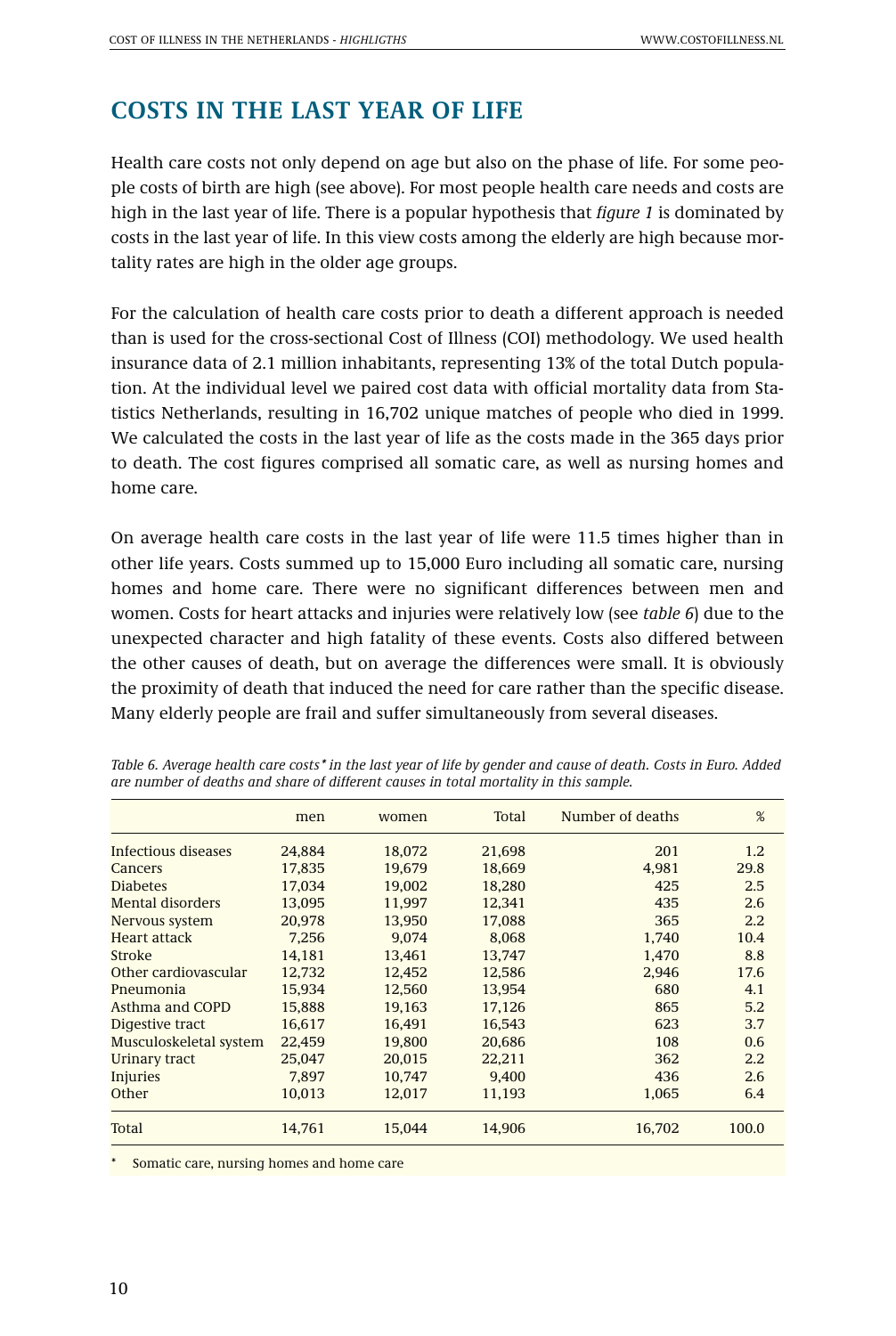## COSTS IN THE LAST YEAR OF LIFE

Health care costs not only depend on age but also on the phase of life. For some people costs of birth are high (see above). For most people health care needs and costs are high in the last year of life. There is a popular hypothesis that *figure 1* is dominated by costs in the last year of life. In this view costs among the elderly are high because mortality rates are high in the older age groups.

For the calculation of health care costs prior to death a different approach is needed than is used for the cross-sectional Cost of Illness (COI) methodology. We used health insurance data of 2.1 million inhabitants, representing 13% of the total Dutch population. At the individual level we paired cost data with official mortality data from Statistics Netherlands, resulting in 16,702 unique matches of people who died in 1999. We calculated the costs in the last year of life as the costs made in the 365 days prior to death. The cost figures comprised all somatic care, as well as nursing homes and home care.

On average health care costs in the last year of life were 11.5 times higher than in other life years. Costs summed up to 15,000 Euro including all somatic care, nursing homes and home care. There were no significant differences between men and women. Costs for heart attacks and injuries were relatively low (see *table 6*) due to the unexpected character and high fatality of these events. Costs also differed between the other causes of death, but on average the differences were small. It is obviously the proximity of death that induced the need for care rather than the specific disease. Many elderly people are frail and suffer simultaneously from several diseases.

*Table 6. Average health care costs* in the last year of life by gender and cause of death. Costs in Euro. Added are number of deaths and share of different causes in total mortality in this sample.*

| | men | women | Total | Number of deaths | % |
|---|---|---|---|---|---|
| Infectious diseases | 24,884 | 18,072 | 21,698 | 201 | 1.2 |
| Cancers | 17,835 | 19,679 | 18,669 | 4,981 | 29.8 |
| Diabetes | 17,034 | 19,002 | 18,280 | 425 | 2.5 |
| Mental disorders | 13,095 | 11,997 | 12,341 | 435 | 2.6 |
| Nervous system | 20,978 | 13,950 | 17,088 | 365 | 2.2 |
| Heart attack | 7,256 | 9,074 | 8,068 | 1,740 | 10.4 |
| Stroke | 14,181 | 13,461 | 13,747 | 1,470 | 8.8 |
| Other cardiovascular | 12,732 | 12,452 | 12,586 | 2,946 | 17.6 |
| Pneumonia | 15,934 | 12,560 | 13,954 | 680 | 4.1 |
| Asthma and COPD | 15,888 | 19,163 | 17,126 | 865 | 5.2 |
| Digestive tract | 16,617 | 16,491 | 16,543 | 623 | 3.7 |
| Musculoskeletal system | 22,459 | 19,800 | 20,686 | 108 | 0.6 |
| Urinary tract | 25,047 | 20,015 | 22,211 | 362 | 2.2 |
| Injuries | 7,897 | 10,747 | 9,400 | 436 | 2.6 |
| Other | 10,013 | 12,017 | 11,193 | 1,065 | 6.4 |
| Total | 14,761 | 15,044 | 14,906 | 16,702 | 100.0 |

* Somatic care, nursing homes and home care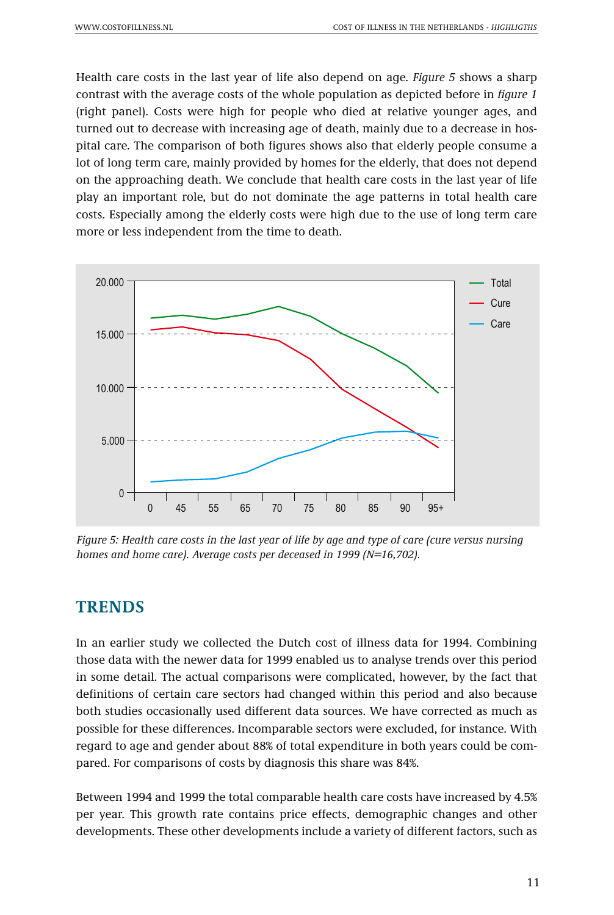Health care costs in the last year of life also depend on age. *Figure 5* shows a sharp contrast with the average costs of the whole population as depicted before in *figure 1* (right panel). Costs were high for people who died at relative younger ages, and turned out to decrease with increasing age of death, mainly due to a decrease in hospital care. The comparison of both figures shows also that elderly people consume a lot of long term care, mainly provided by homes for the elderly, that does not depend on the approaching death. We conclude that health care costs in the last year of life play an important role, but do not dominate the age patterns in total health care costs. Especially among the elderly costs were high due to the use of long term care more or less independent from the time to death.

*Figure 5: Health care costs in the last year of life by age and type of care (cure versus nursing homes and home care). Average costs per deceased in 1999 (N=16,702).*

## TRENDS

In an earlier study we collected the Dutch cost of illness data for 1994. Combining those data with the newer data for 1999 enabled us to analyse trends over this period in some detail. The actual comparisons were complicated, however, by the fact that definitions of certain care sectors had changed within this period and also because both studies occasionally used different data sources. We have corrected as much as possible for these differences. Incomparable sectors were excluded, for instance. With regard to age and gender about 88% of total expenditure in both years could be compared. For comparisons of costs by diagnosis this share was 84%.

Between 1994 and 1999 the total comparable health care costs have increased by 4.5% per year. This growth rate contains price effects, demographic changes and other developments. These other developments include a variety of different factors, such as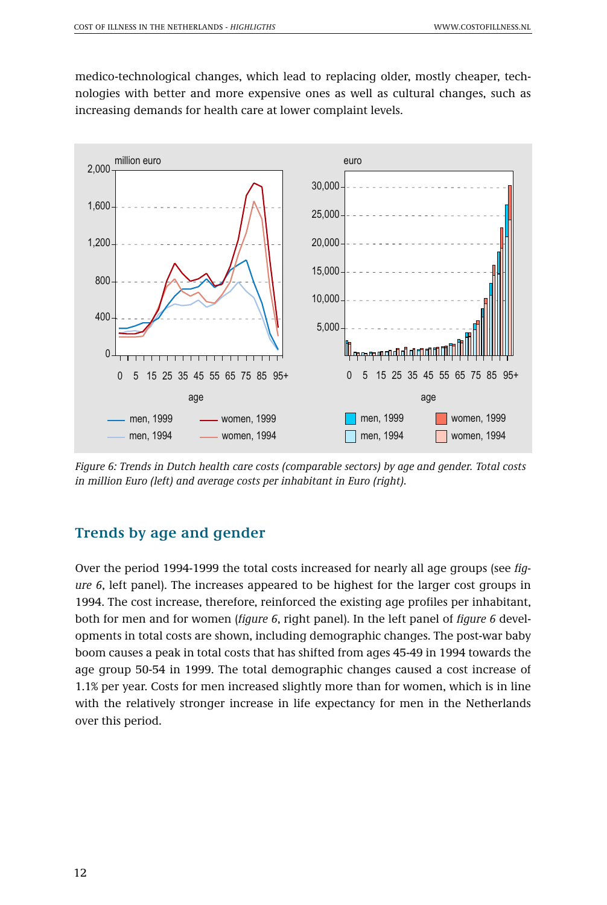medico-technological changes, which lead to replacing older, mostly cheaper, technologies with better and more expensive ones as well as cultural changes, such as increasing demands for health care at lower complaint levels.

*Figure 6: Trends in Dutch health care costs (comparable sectors) by age and gender. Total costs in million Euro (left) and average costs per inhabitant in Euro (right).*

## Trends by age and gender

Over the period 1994-1999 the total costs increased for nearly all age groups (see *figure 6*, left panel). The increases appeared to be highest for the larger cost groups in 1994. The cost increase, therefore, reinforced the existing age profiles per inhabitant, both for men and for women (*figure 6*, right panel). In the left panel of *figure 6* developments in total costs are shown, including demographic changes. The post-war baby boom causes a peak in total costs that has shifted from ages 45-49 in 1994 towards the age group 50-54 in 1999. The total demographic changes caused a cost increase of 1.1% per year. Costs for men increased slightly more than for women, which is in line with the relatively stronger increase in life expectancy for men in the Netherlands over this period.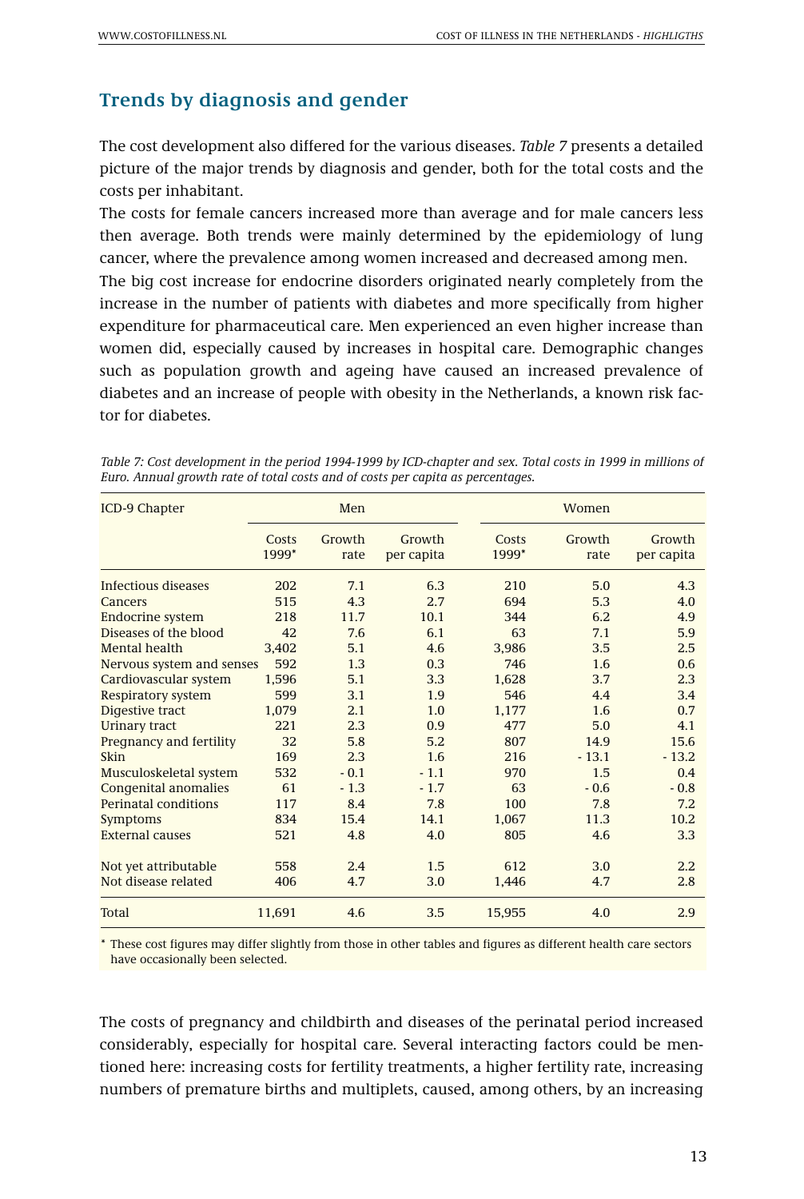## Trends by diagnosis and gender

The cost development also differed for the various diseases. *Table 7* presents a detailed picture of the major trends by diagnosis and gender, both for the total costs and the costs per inhabitant.

The costs for female cancers increased more than average and for male cancers less then average. Both trends were mainly determined by the epidemiology of lung cancer, where the prevalence among women increased and decreased among men.

The big cost increase for endocrine disorders originated nearly completely from the increase in the number of patients with diabetes and more specifically from higher expenditure for pharmaceutical care. Men experienced an even higher increase than women did, especially caused by increases in hospital care. Demographic changes such as population growth and ageing have caused an increased prevalence of diabetes and an increase of people with obesity in the Netherlands, a known risk factor for diabetes.

*Table 7: Cost development in the period 1994-1999 by ICD-chapter and sex. Total costs in 1999 in millions of Euro. Annual growth rate of total costs and of costs per capita as percentages.*

| ICD-9 Chapter | Men | | | Women | | |
|---|---|---|---|---|---|---|
| | Costs 1999* | Growth rate | Growth per capita | Costs 1999* | Growth rate | Growth per capita |
| Infectious diseases | 202 | 7.1 | 6.3 | 210 | 5.0 | 4.3 |
| Cancers | 515 | 4.3 | 2.7 | 694 | 5.3 | 4.0 |
| Endocrine system | 218 | 11.7 | 10.1 | 344 | 6.2 | 4.9 |
| Diseases of the blood | 42 | 7.6 | 6.1 | 63 | 7.1 | 5.9 |
| Mental health | 3,402 | 5.1 | 4.6 | 3,986 | 3.5 | 2.5 |
| Nervous system and senses | 592 | 1.3 | 0.3 | 746 | 1.6 | 0.6 |
| Cardiovascular system | 1,596 | 5.1 | 3.3 | 1,628 | 3.7 | 2.3 |
| Respiratory system | 599 | 3.1 | 1.9 | 546 | 4.4 | 3.4 |
| Digestive tract | 1,079 | 2.1 | 1.0 | 1,177 | 1.6 | 0.7 |
| Urinary tract | 221 | 2.3 | 0.9 | 477 | 5.0 | 4.1 |
| Pregnancy and fertility | 32 | 5.8 | 5.2 | 807 | 14.9 | 15.6 |
| Skin | 169 | 2.3 | 1.6 | 216 | - 13.1 | - 13.2 |
| Musculoskeletal system | 532 | - 0.1 | - 1.1 | 970 | 1.5 | 0.4 |
| Congenital anomalies | 61 | - 1.3 | - 1.7 | 63 | - 0.6 | - 0.8 |
| Perinatal conditions | 117 | 8.4 | 7.8 | 100 | 7.8 | 7.2 |
| Symptoms | 834 | 15.4 | 14.1 | 1,067 | 11.3 | 10.2 |
| External causes | 521 | 4.8 | 4.0 | 805 | 4.6 | 3.3 |
| Not yet attributable | 558 | 2.4 | 1.5 | 612 | 3.0 | 2.2 |
| Not disease related | 406 | 4.7 | 3.0 | 1,446 | 4.7 | 2.8 |
| Total | 11,691 | 4.6 | 3.5 | 15,955 | 4.0 | 2.9 |

\* These cost figures may differ slightly from those in other tables and figures as different health care sectors have occasionally been selected.

The costs of pregnancy and childbirth and diseases of the perinatal period increased considerably, especially for hospital care. Several interacting factors could be mentioned here: increasing costs for fertility treatments, a higher fertility rate, increasing numbers of premature births and multiplets, caused, among others, by an increasing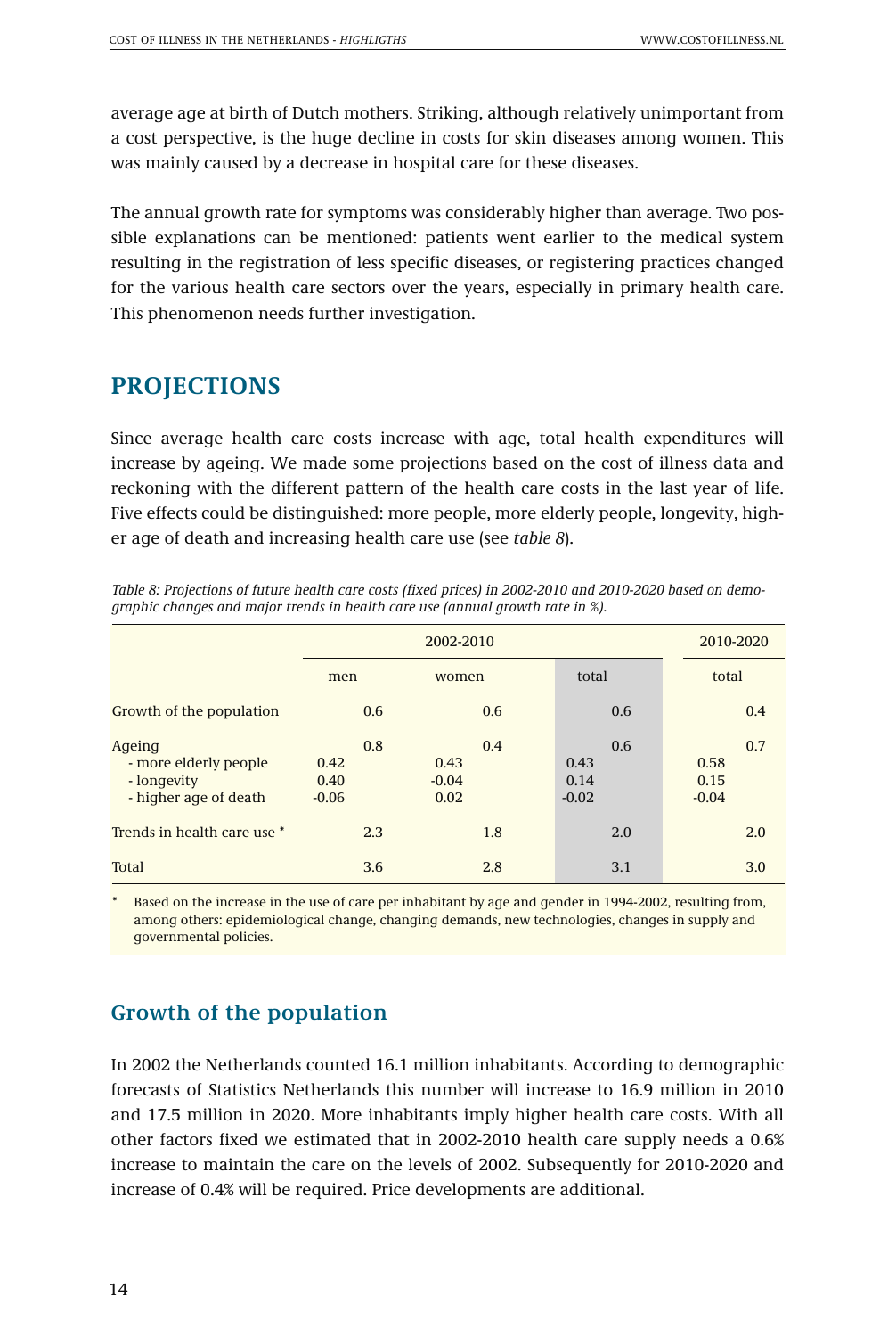average age at birth of Dutch mothers. Striking, although relatively unimportant from a cost perspective, is the huge decline in costs for skin diseases among women. This was mainly caused by a decrease in hospital care for these diseases.

The annual growth rate for symptoms was considerably higher than average. Two possible explanations can be mentioned: patients went earlier to the medical system resulting in the registration of less specific diseases, or registering practices changed for the various health care sectors over the years, especially in primary health care. This phenomenon needs further investigation.

## PROJECTIONS

Since average health care costs increase with age, total health expenditures will increase by ageing. We made some projections based on the cost of illness data and reckoning with the different pattern of the health care costs in the last year of life. Five effects could be distinguished: more people, more elderly people, longevity, higher age of death and increasing health care use (see *table 8*).

*Table 8: Projections of future health care costs (fixed prices) in 2002-2010 and 2010-2020 based on demographic changes and major trends in health care use (annual growth rate in %).*

| | 2002-2010 | | | | | | 2010-2020 | |
|---|---|---|---|---|---|---|---|---|
| | men | | women | | total | | total | |
| Growth of the population | | 0.6 | | 0.6 | | 0.6 | | 0.4 |
| Ageing | | 0.8 | | 0.4 | | 0.6 | | 0.7 |
| - more elderly people | 0.42 | | 0.43 | | 0.43 | | 0.58 | |
| - longevity | 0.40 | | -0.04 | | 0.14 | | 0.15 | |
| - higher age of death | -0.06 | | 0.02 | | -0.02 | | -0.04 | |
| Trends in health care use * | | 2.3 | | 1.8 | | 2.0 | | 2.0 |
| Total | | 3.6 | | 2.8 | | 3.1 | | 3.0 |

\* Based on the increase in the use of care per inhabitant by age and gender in 1994-2002, resulting from, among others: epidemiological change, changing demands, new technologies, changes in supply and governmental policies.

### Growth of the population

In 2002 the Netherlands counted 16.1 million inhabitants. According to demographic forecasts of Statistics Netherlands this number will increase to 16.9 million in 2010 and 17.5 million in 2020. More inhabitants imply higher health care costs. With all other factors fixed we estimated that in 2002-2010 health care supply needs a 0.6% increase to maintain the care on the levels of 2002. Subsequently for 2010-2020 and increase of 0.4% will be required. Price developments are additional.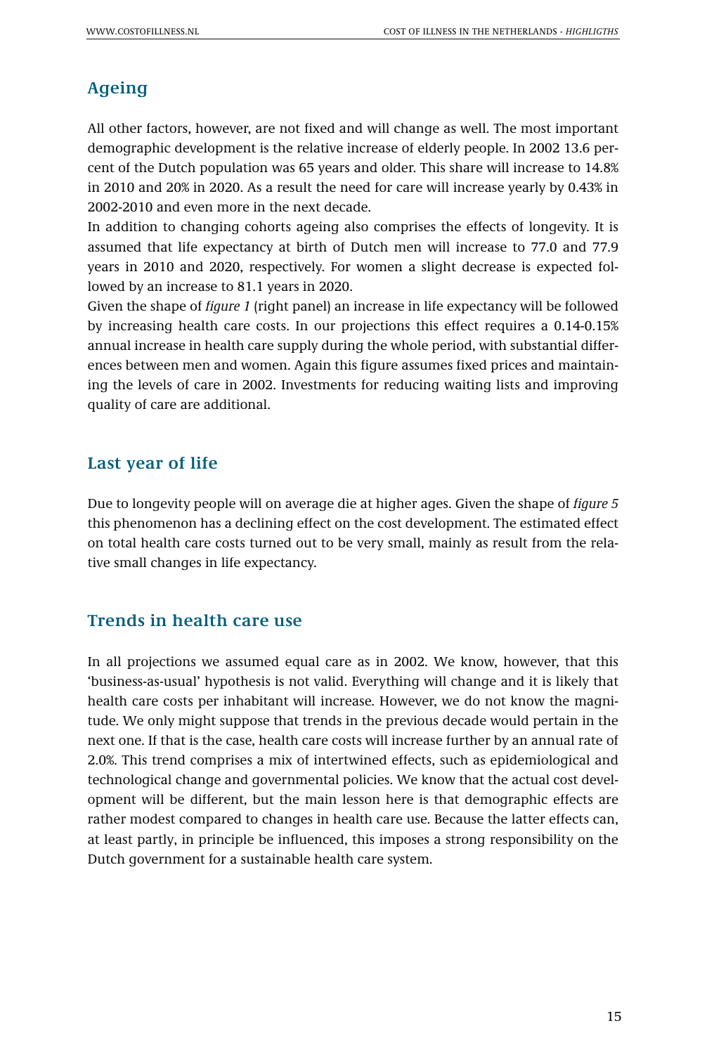## Ageing

All other factors, however, are not fixed and will change as well. The most important demographic development is the relative increase of elderly people. In 2002 13.6 percent of the Dutch population was 65 years and older. This share will increase to 14.8% in 2010 and 20% in 2020. As a result the need for care will increase yearly by 0.43% in 2002-2010 and even more in the next decade.

In addition to changing cohorts ageing also comprises the effects of longevity. It is assumed that life expectancy at birth of Dutch men will increase to 77.0 and 77.9 years in 2010 and 2020, respectively. For women a slight decrease is expected followed by an increase to 81.1 years in 2020.

Given the shape of *figure 1* (right panel) an increase in life expectancy will be followed by increasing health care costs. In our projections this effect requires a 0.14-0.15% annual increase in health care supply during the whole period, with substantial differences between men and women. Again this figure assumes fixed prices and maintaining the levels of care in 2002. Investments for reducing waiting lists and improving quality of care are additional.

## Last year of life

Due to longevity people will on average die at higher ages. Given the shape of *figure 5* this phenomenon has a declining effect on the cost development. The estimated effect on total health care costs turned out to be very small, mainly as result from the relative small changes in life expectancy.

## Trends in health care use

In all projections we assumed equal care as in 2002. We know, however, that this 'business-as-usual' hypothesis is not valid. Everything will change and it is likely that health care costs per inhabitant will increase. However, we do not know the magnitude. We only might suppose that trends in the previous decade would pertain in the next one. If that is the case, health care costs will increase further by an annual rate of 2.0%. This trend comprises a mix of intertwined effects, such as epidemiological and technological change and governmental policies. We know that the actual cost development will be different, but the main lesson here is that demographic effects are rather modest compared to changes in health care use. Because the latter effects can, at least partly, in principle be influenced, this imposes a strong responsibility on the Dutch government for a sustainable health care system.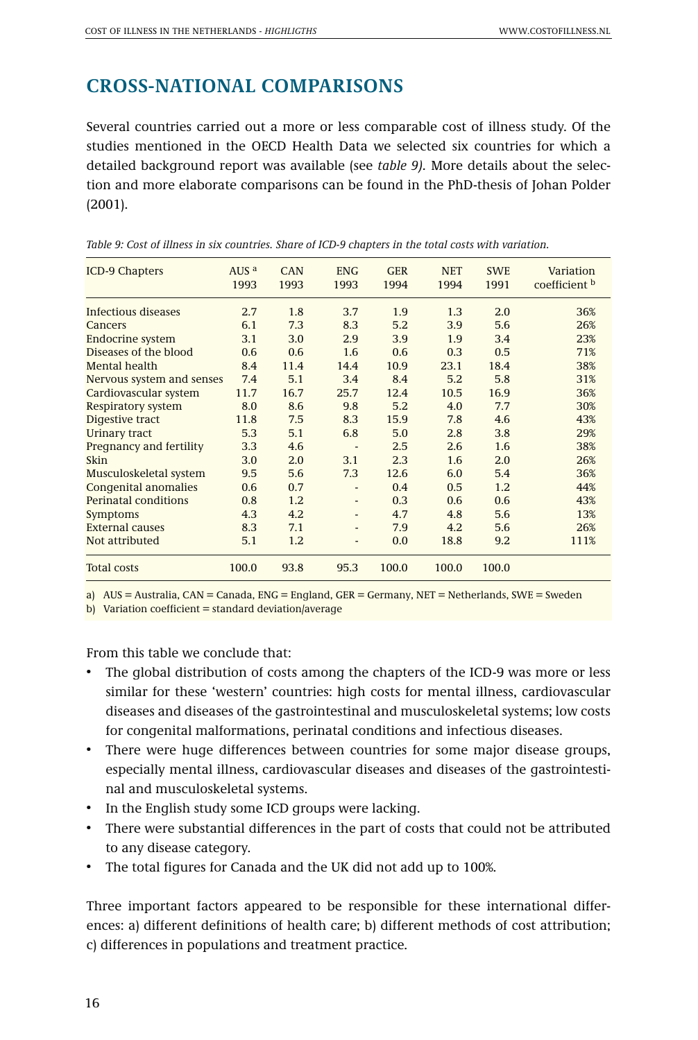## CROSS-NATIONAL COMPARISONS

Several countries carried out a more or less comparable cost of illness study. Of the studies mentioned in the OECD Health Data we selected six countries for which a detailed background report was available (see *table 9)*. More details about the selection and more elaborate comparisons can be found in the PhD-thesis of Johan Polder (2001).

*Table 9: Cost of illness in six countries. Share of ICD-9 chapters in the total costs with variation.*

| ICD-9 Chapters | AUS [a] 1993 | CAN 1993 | ENG 1993 | GER 1994 | NET 1994 | SWE 1991 | Variation coefficient [b] |
|---|---|---|---|---|---|---|---|
| Infectious diseases | 2.7 | 1.8 | 3.7 | 1.9 | 1.3 | 2.0 | 36% |
| Cancers | 6.1 | 7.3 | 8.3 | 5.2 | 3.9 | 5.6 | 26% |
| Endocrine system | 3.1 | 3.0 | 2.9 | 3.9 | 1.9 | 3.4 | 23% |
| Diseases of the blood | 0.6 | 0.6 | 1.6 | 0.6 | 0.3 | 0.5 | 71% |
| Mental health | 8.4 | 11.4 | 14.4 | 10.9 | 23.1 | 18.4 | 38% |
| Nervous system and senses | 7.4 | 5.1 | 3.4 | 8.4 | 5.2 | 5.8 | 31% |
| Cardiovascular system | 11.7 | 16.7 | 25.7 | 12.4 | 10.5 | 16.9 | 36% |
| Respiratory system | 8.0 | 8.6 | 9.8 | 5.2 | 4.0 | 7.7 | 30% |
| Digestive tract | 11.8 | 7.5 | 8.3 | 15.9 | 7.8 | 4.6 | 43% |
| Urinary tract | 5.3 | 5.1 | 6.8 | 5.0 | 2.8 | 3.8 | 29% |
| Pregnancy and fertility | 3.3 | 4.6 | - | 2.5 | 2.6 | 1.6 | 38% |
| Skin | 3.0 | 2.0 | 3.1 | 2.3 | 1.6 | 2.0 | 26% |
| Musculoskeletal system | 9.5 | 5.6 | 7.3 | 12.6 | 6.0 | 5.4 | 36% |
| Congenital anomalies | 0.6 | 0.7 | - | 0.4 | 0.5 | 1.2 | 44% |
| Perinatal conditions | 0.8 | 1.2 | - | 0.3 | 0.6 | 0.6 | 43% |
| Symptoms | 4.3 | 4.2 | - | 4.7 | 4.8 | 5.6 | 13% |
| External causes | 8.3 | 7.1 | - | 7.9 | 4.2 | 5.6 | 26% |
| Not attributed | 5.1 | 1.2 | - | 0.0 | 18.8 | 9.2 | 111% |
| Total costs | 100.0 | 93.8 | 95.3 | 100.0 | 100.0 | 100.0 | |

a) AUS = Australia, CAN = Canada, ENG = England, GER = Germany, NET = Netherlands, SWE = Sweden
b) Variation coefficient = standard deviation/average

From this table we conclude that:

- The global distribution of costs among the chapters of the ICD-9 was more or less similar for these 'western' countries: high costs for mental illness, cardiovascular diseases and diseases of the gastrointestinal and musculoskeletal systems; low costs for congenital malformations, perinatal conditions and infectious diseases.
- There were huge differences between countries for some major disease groups, especially mental illness, cardiovascular diseases and diseases of the gastrointestinal and musculoskeletal systems.
- In the English study some ICD groups were lacking.
- There were substantial differences in the part of costs that could not be attributed to any disease category.
- The total figures for Canada and the UK did not add up to 100%.

Three important factors appeared to be responsible for these international differences: a) different definitions of health care; b) different methods of cost attribution; c) differences in populations and treatment practice.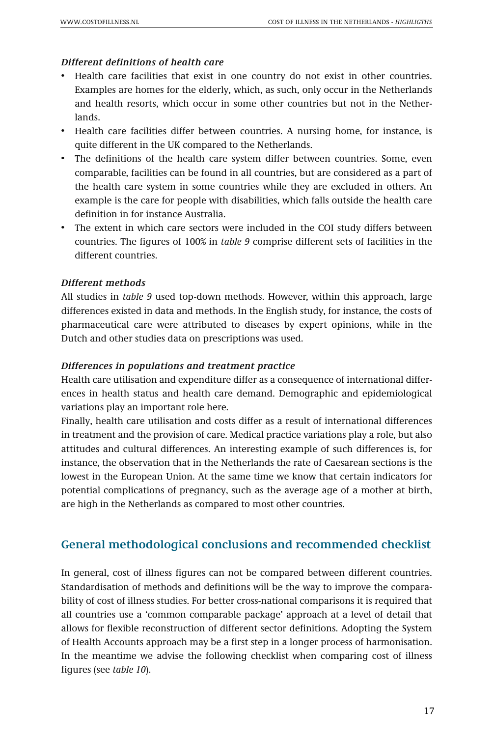### *Different definitions of health care*

- Health care facilities that exist in one country do not exist in other countries. Examples are homes for the elderly, which, as such, only occur in the Netherlands and health resorts, which occur in some other countries but not in the Netherlands.
- Health care facilities differ between countries. A nursing home, for instance, is quite different in the UK compared to the Netherlands.
- The definitions of the health care system differ between countries. Some, even comparable, facilities can be found in all countries, but are considered as a part of the health care system in some countries while they are excluded in others. An example is the care for people with disabilities, which falls outside the health care definition in for instance Australia.
- The extent in which care sectors were included in the COI study differs between countries. The figures of 100% in *table 9* comprise different sets of facilities in the different countries.

### *Different methods*

All studies in *table 9* used top-down methods. However, within this approach, large differences existed in data and methods. In the English study, for instance, the costs of pharmaceutical care were attributed to diseases by expert opinions, while in the Dutch and other studies data on prescriptions was used.

### *Differences in populations and treatment practice*

Health care utilisation and expenditure differ as a consequence of international differences in health status and health care demand. Demographic and epidemiological variations play an important role here.

Finally, health care utilisation and costs differ as a result of international differences in treatment and the provision of care. Medical practice variations play a role, but also attitudes and cultural differences. An interesting example of such differences is, for instance, the observation that in the Netherlands the rate of Caesarean sections is the lowest in the European Union. At the same time we know that certain indicators for potential complications of pregnancy, such as the average age of a mother at birth, are high in the Netherlands as compared to most other countries.

## General methodological conclusions and recommended checklist

In general, cost of illness figures can not be compared between different countries. Standardisation of methods and definitions will be the way to improve the comparability of cost of illness studies. For better cross-national comparisons it is required that all countries use a 'common comparable package' approach at a level of detail that allows for flexible reconstruction of different sector definitions. Adopting the System of Health Accounts approach may be a first step in a longer process of harmonisation. In the meantime we advise the following checklist when comparing cost of illness figures (see *table 10*).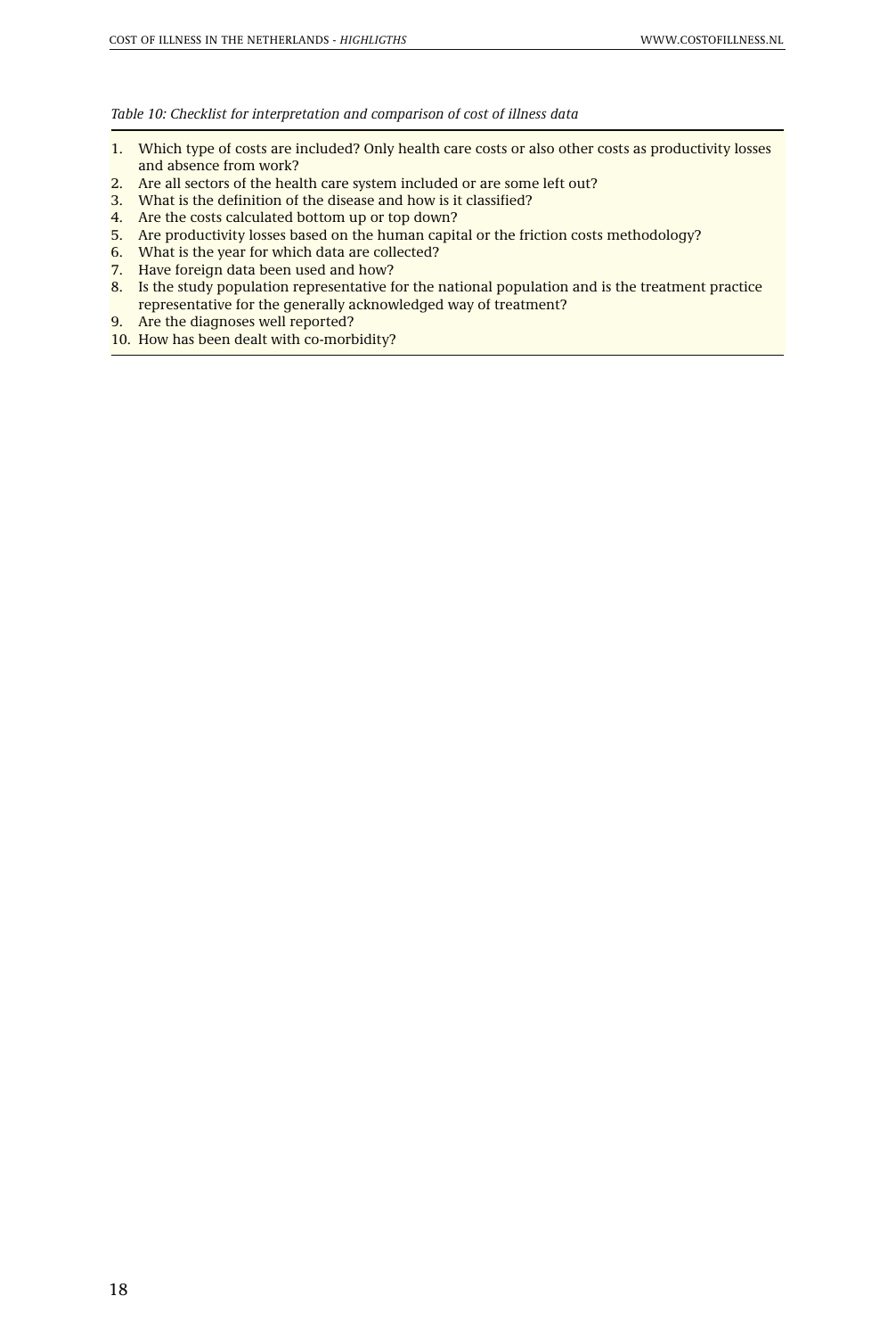*Table 10: Checklist for interpretation and comparison of cost of illness data*

1. Which type of costs are included? Only health care costs or also other costs as productivity losses and absence from work?
2. Are all sectors of the health care system included or are some left out?
3. What is the definition of the disease and how is it classified?
4. Are the costs calculated bottom up or top down?
5. Are productivity losses based on the human capital or the friction costs methodology?
6. What is the year for which data are collected?
7. Have foreign data been used and how?
8. Is the study population representative for the national population and is the treatment practice representative for the generally acknowledged way of treatment?
9. Are the diagnoses well reported?
10. How has been dealt with co-morbidity?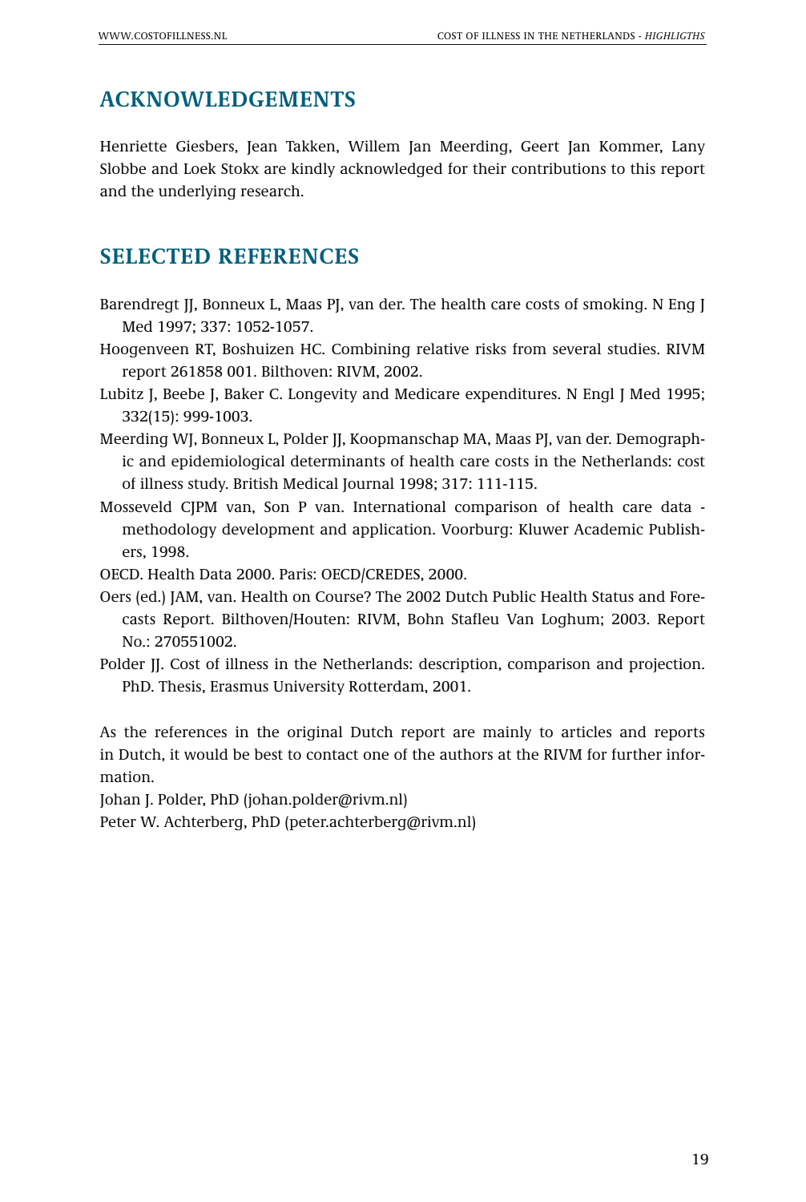## ACKNOWLEDGEMENTS

Henriette Giesbers, Jean Takken, Willem Jan Meerding, Geert Jan Kommer, Lany Slobbe and Loek Stokx are kindly acknowledged for their contributions to this report and the underlying research.

## SELECTED REFERENCES

Barendregt JJ, Bonneux L, Maas PJ, van der. The health care costs of smoking. N Eng J Med 1997; 337: 1052-1057.

Hoogenveen RT, Boshuizen HC. Combining relative risks from several studies. RIVM report 261858 001. Bilthoven: RIVM, 2002.

Lubitz J, Beebe J, Baker C. Longevity and Medicare expenditures. N Engl J Med 1995; 332(15): 999-1003.

Meerding WJ, Bonneux L, Polder JJ, Koopmanschap MA, Maas PJ, van der. Demographic and epidemiological determinants of health care costs in the Netherlands: cost of illness study. British Medical Journal 1998; 317: 111-115.

Mosseveld CJPM van, Son P van. International comparison of health care data - methodology development and application. Voorburg: Kluwer Academic Publishers, 1998.

OECD. Health Data 2000. Paris: OECD/CREDES, 2000.

Oers (ed.) JAM, van. Health on Course? The 2002 Dutch Public Health Status and Forecasts Report. Bilthoven/Houten: RIVM, Bohn Stafleu Van Loghum; 2003. Report No.: 270551002.

Polder JJ. Cost of illness in the Netherlands: description, comparison and projection. PhD. Thesis, Erasmus University Rotterdam, 2001.

As the references in the original Dutch report are mainly to articles and reports in Dutch, it would be best to contact one of the authors at the RIVM for further information.

Johan J. Polder, PhD (johan.polder@rivm.nl)

Peter W. Achterberg, PhD (peter.achterberg@rivm.nl)